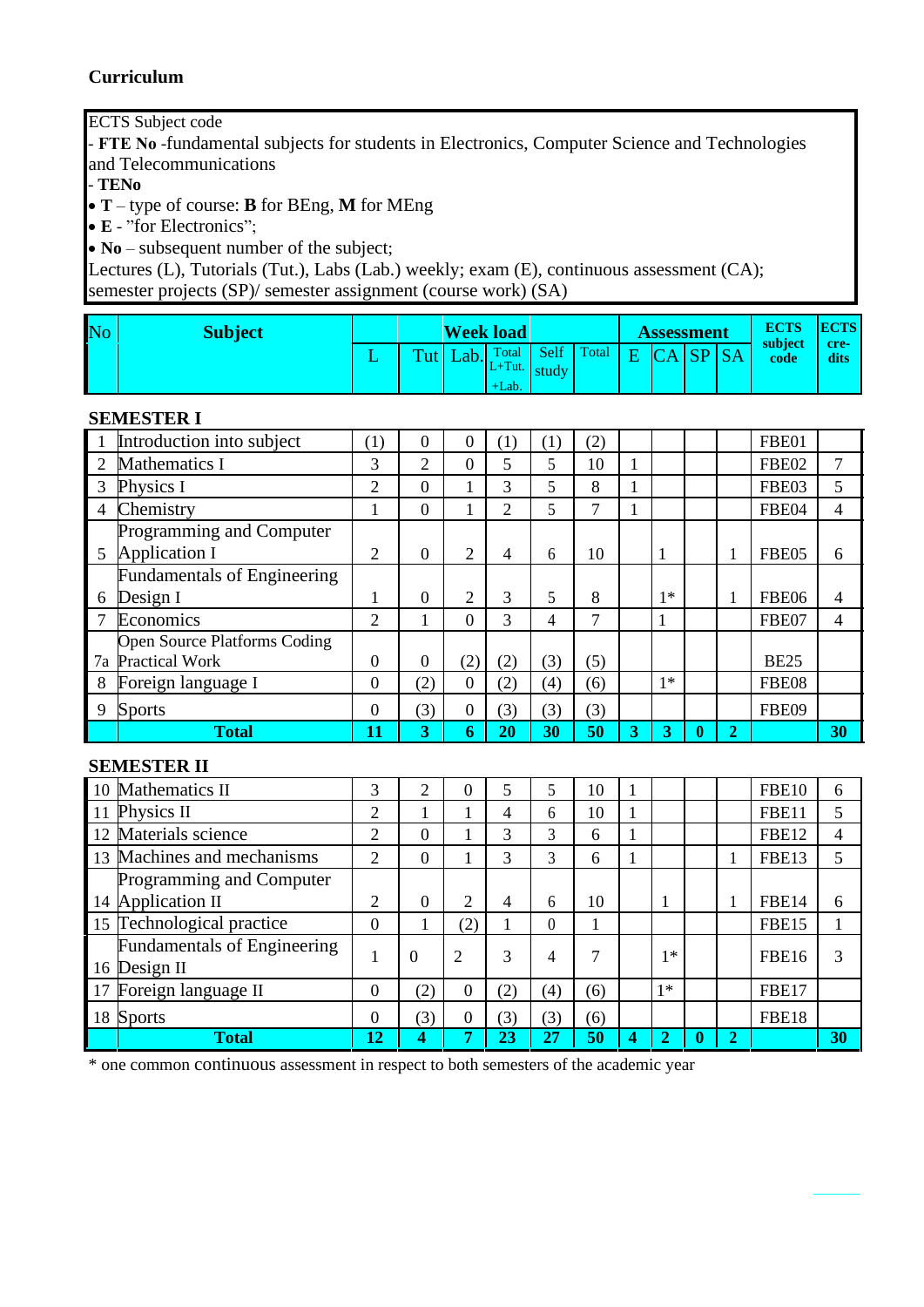## Curriculum

ECTS Subject code
- **FTE No** -fundamental subjects for students in Electronics, Computer Science and Technologies and Telecommunications
- **TENo**
- **T** – type of course: **B** for BEng, **M** for MEng
- **E** - "for Electronics";
- **No** – subsequent number of the subject;

Lectures (L), Tutorials (Tut.), Labs (Lab.) weekly; exam (E), continuous assessment (CA); semester projects (SP)/ semester assignment (course work) (SA)

| No | Subject | Week load | | | | | | Assessment | | | | ECTS subject code | ECTS cre-dits |
|---|---|---|---|---|---|---|---|---|---|---|---|---|---|
| | | L | Tut | Lab. | Total L+Tut.+Lab. | Self study | Total | E | CA | SP | SA | | |
| **SEMESTER I** | | | | | | | | | | | | | |
| 1 | Introduction into subject | (1) | 0 | 0 | (1) | (1) | (2) | | | | | FBE01 | |
| 2 | Mathematics I | 3 | 2 | 0 | 5 | 5 | 10 | 1 | | | | FBE02 | 7 |
| 3 | Physics I | 2 | 0 | 1 | 3 | 5 | 8 | 1 | | | | FBE03 | 5 |
| 4 | Chemistry | 1 | 0 | 1 | 2 | 5 | 7 | 1 | | | | FBE04 | 4 |
| 5 | Programming and Computer Application I | 2 | 0 | 2 | 4 | 6 | 10 | | 1 | | 1 | FBE05 | 6 |
| 6 | Fundamentals of Engineering Design I | 1 | 0 | 2 | 3 | 5 | 8 | | 1* | | 1 | FBE06 | 4 |
| 7 | Economics | 2 | 1 | 0 | 3 | 4 | 7 | | 1 | | | FBE07 | 4 |
| 7a | Open Source Platforms Coding Practical Work | 0 | 0 | (2) | (2) | (3) | (5) | | | | | BE25 | |
| 8 | Foreign language I | 0 | (2) | 0 | (2) | (4) | (6) | | 1* | | | FBE08 | |
| 9 | Sports | 0 | (3) | 0 | (3) | (3) | (3) | | | | | FBE09 | |
| | **Total** | **11** | **3** | **6** | **20** | **30** | **50** | **3** | **3** | **0** | **2** | | **30** |
| **SEMESTER II** | | | | | | | | | | | | | |
| 10 | Mathematics II | 3 | 2 | 0 | 5 | 5 | 10 | 1 | | | | FBE10 | 6 |
| 11 | Physics II | 2 | 1 | 1 | 4 | 6 | 10 | 1 | | | | FBE11 | 5 |
| 12 | Materials science | 2 | 0 | 1 | 3 | 3 | 6 | 1 | | | | FBE12 | 4 |
| 13 | Machines and mechanisms | 2 | 0 | 1 | 3 | 3 | 6 | 1 | | | 1 | FBE13 | 5 |
| 14 | Programming and Computer Application II | 2 | 0 | 2 | 4 | 6 | 10 | | 1 | | 1 | FBE14 | 6 |
| 15 | Technological practice | 0 | 1 | (2) | 1 | 0 | 1 | | | | | FBE15 | 1 |
| 16 | Fundamentals of Engineering Design II | 1 | 0 | 2 | 3 | 4 | 7 | | 1* | | | FBE16 | 3 |
| 17 | Foreign language II | 0 | (2) | 0 | (2) | (4) | (6) | | 1* | | | FBE17 | |
| 18 | Sports | 0 | (3) | 0 | (3) | (3) | (6) | | | | | FBE18 | |
| | **Total** | **12** | **4** | **7** | **23** | **27** | **50** | **4** | **2** | **0** | **2** | | **30** |

* one common continuous assessment in respect to both semesters of the academic year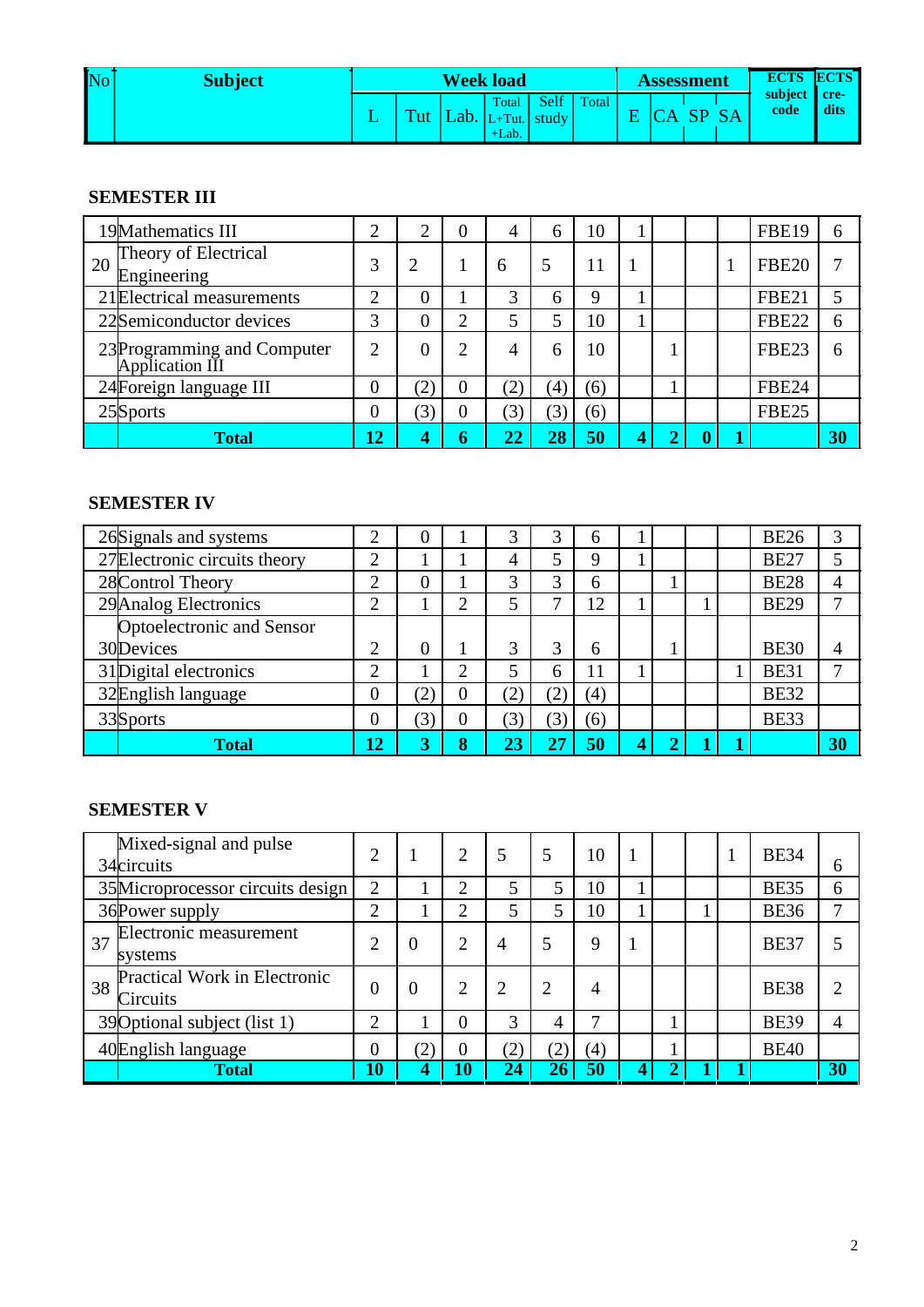| No | Subject | Week load | | | | | | Assessment | | | | ECTS subject code | ECTS cre-dits |
|---|---|---|---|---|---|---|---|---|---|---|---|---|---|
| | | L | Tut | Lab. | Total L+Tut.+Lab. | Self study | Total | E | CA | SP | SA | | |

## SEMESTER III

| No | Subject | L | Tut | Lab. | Total L+Tut.+Lab. | Self study | Total | E | CA | SP | SA | ECTS subject code | ECTS credits |
|---|---|---|---|---|---|---|---|---|---|---|---|---|---|
| 19 | Mathematics III | 2 | 2 | 0 | 4 | 6 | 10 | 1 | | | | FBE19 | 6 |
| 20 | Theory of Electrical Engineering | 3 | 2 | 1 | 6 | 5 | 11 | 1 | | | 1 | FBE20 | 7 |
| 21 | Electrical measurements | 2 | 0 | 1 | 3 | 6 | 9 | 1 | | | | FBE21 | 5 |
| 22 | Semiconductor devices | 3 | 0 | 2 | 5 | 5 | 10 | 1 | | | | FBE22 | 6 |
| 23 | Programming and Computer Application III | 2 | 0 | 2 | 4 | 6 | 10 | | 1 | | | FBE23 | 6 |
| 24 | Foreign language III | 0 | (2) | 0 | (2) | (4) | (6) | | 1 | | | FBE24 | |
| 25 | Sports | 0 | (3) | 0 | (3) | (3) | (6) | | | | | FBE25 | |
| | **Total** | **12** | **4** | **6** | **22** | **28** | **50** | **4** | **2** | **0** | **1** | | **30** |

## SEMESTER IV

| No | Subject | L | Tut | Lab. | Total L+Tut.+Lab. | Self study | Total | E | CA | SP | SA | ECTS subject code | ECTS credits |
|---|---|---|---|---|---|---|---|---|---|---|---|---|---|
| 26 | Signals and systems | 2 | 0 | 1 | 3 | 3 | 6 | 1 | | | | BE26 | 3 |
| 27 | Electronic circuits theory | 2 | 1 | 1 | 4 | 5 | 9 | 1 | | | | BE27 | 5 |
| 28 | Control Theory | 2 | 0 | 1 | 3 | 3 | 6 | | 1 | | | BE28 | 4 |
| 29 | Analog Electronics | 2 | 1 | 2 | 5 | 7 | 12 | 1 | | 1 | | BE29 | 7 |
| 30 | Optoelectronic and Sensor Devices | 2 | 0 | 1 | 3 | 3 | 6 | | 1 | | | BE30 | 4 |
| 31 | Digital electronics | 2 | 1 | 2 | 5 | 6 | 11 | 1 | | | 1 | BE31 | 7 |
| 32 | English language | 0 | (2) | 0 | (2) | (2) | (4) | | | | | BE32 | |
| 33 | Sports | 0 | (3) | 0 | (3) | (3) | (6) | | | | | BE33 | |
| | **Total** | **12** | **3** | **8** | **23** | **27** | **50** | **4** | **2** | **1** | **1** | | **30** |

## SEMESTER V

| No | Subject | L | Tut | Lab. | Total L+Tut.+Lab. | Self study | Total | E | CA | SP | SA | ECTS subject code | ECTS credits |
|---|---|---|---|---|---|---|---|---|---|---|---|---|---|
| 34 | Mixed-signal and pulse circuits | 2 | 1 | 2 | 5 | 5 | 10 | 1 | | | 1 | BE34 | 6 |
| 35 | Microprocessor circuits design | 2 | 1 | 2 | 5 | 5 | 10 | 1 | | | | BE35 | 6 |
| 36 | Power supply | 2 | 1 | 2 | 5 | 5 | 10 | 1 | | 1 | | BE36 | 7 |
| 37 | Electronic measurement systems | 2 | 0 | 2 | 4 | 5 | 9 | 1 | | | | BE37 | 5 |
| 38 | Practical Work in Electronic Circuits | 0 | 0 | 2 | 2 | 2 | 4 | | | | | BE38 | 2 |
| 39 | Optional subject (list 1) | 2 | 1 | 0 | 3 | 4 | 7 | | 1 | | | BE39 | 4 |
| 40 | English language | 0 | (2) | 0 | (2) | (2) | (4) | | 1 | | | BE40 | |
| | **Total** | **10** | **4** | **10** | **24** | **26** | **50** | **4** | **2** | **1** | **1** | | **30** |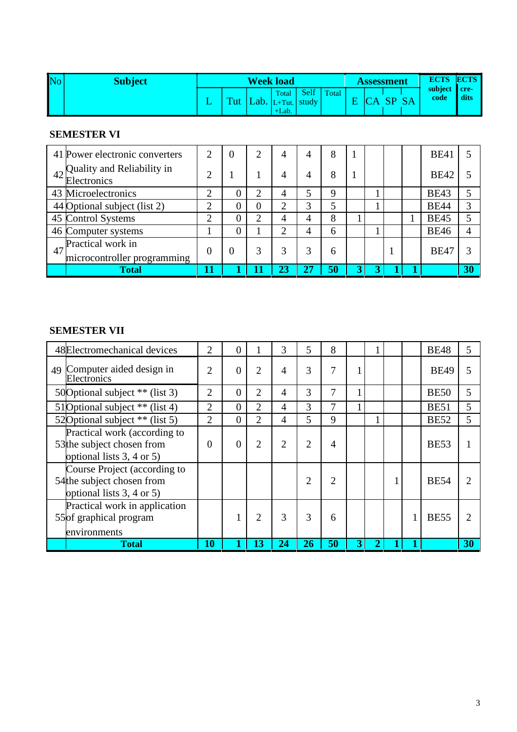| No | Subject | Week load | | | | | | Assessment | | | | ECTS subject code | ECTS credits |
|---|---|---|---|---|---|---|---|---|---|---|---|---|---|
| | | L | Tut | Lab. | Total L+Tut. +Lab. | Self study | Total | E | CA | SP | SA | | |

**SEMESTER VI**

| No | Subject | L | Tut | Lab. | Total L+Tut.+Lab. | Self study | Total | E | CA | SP | SA | ECTS subject code | ECTS credits |
|---|---|---|---|---|---|---|---|---|---|---|---|---|---|
| 41 | Power electronic converters | 2 | 0 | 2 | 4 | 4 | 8 | 1 | | | | BE41 | 5 |
| 42 | Quality and Reliability in Electronics | 2 | 1 | 1 | 4 | 4 | 8 | 1 | | | | BE42 | 5 |
| 43 | Microelectronics | 2 | 0 | 2 | 4 | 5 | 9 | | 1 | | | BE43 | 5 |
| 44 | Optional subject (list 2) | 2 | 0 | 0 | 2 | 3 | 5 | | 1 | | | BE44 | 3 |
| 45 | Control Systems | 2 | 0 | 2 | 4 | 4 | 8 | 1 | | | 1 | BE45 | 5 |
| 46 | Computer systems | 1 | 0 | 1 | 2 | 4 | 6 | | 1 | | | BE46 | 4 |
| 47 | Practical work in microcontroller programming | 0 | 0 | 3 | 3 | 3 | 6 | | | 1 | | BE47 | 3 |
| | **Total** | **11** | **1** | **11** | **23** | **27** | **50** | **3** | **3** | **1** | **1** | | **30** |

**SEMESTER VII**

| No | Subject | L | Tut | Lab. | Total L+Tut.+Lab. | Self study | Total | E | CA | SP | SA | ECTS subject code | ECTS credits |
|---|---|---|---|---|---|---|---|---|---|---|---|---|---|
| 48 | Electromechanical devices | 2 | 0 | 1 | 3 | 5 | 8 | | 1 | | | BE48 | 5 |
| 49 | Computer aided design in Electronics | 2 | 0 | 2 | 4 | 3 | 7 | 1 | | | | BE49 | 5 |
| 50 | Optional subject ** (list 3) | 2 | 0 | 2 | 4 | 3 | 7 | 1 | | | | BE50 | 5 |
| 51 | Optional subject ** (list 4) | 2 | 0 | 2 | 4 | 3 | 7 | 1 | | | | BE51 | 5 |
| 52 | Optional subject ** (list 5) | 2 | 0 | 2 | 4 | 5 | 9 | | 1 | | | BE52 | 5 |
| 53 | Practical work (according to the subject chosen from optional lists 3, 4 or 5) | 0 | 0 | 2 | 2 | 2 | 4 | | | | | BE53 | 1 |
| 54 | Course Project (according to the subject chosen from optional lists 3, 4 or 5) | | | | | 2 | 2 | | | 1 | | BE54 | 2 |
| 55 | Practical work in application of graphical program environments | | 1 | 2 | 3 | 3 | 6 | | | | 1 | BE55 | 2 |
| | **Total** | **10** | **1** | **13** | **24** | **26** | **50** | **3** | **2** | **1** | **1** | | **30** |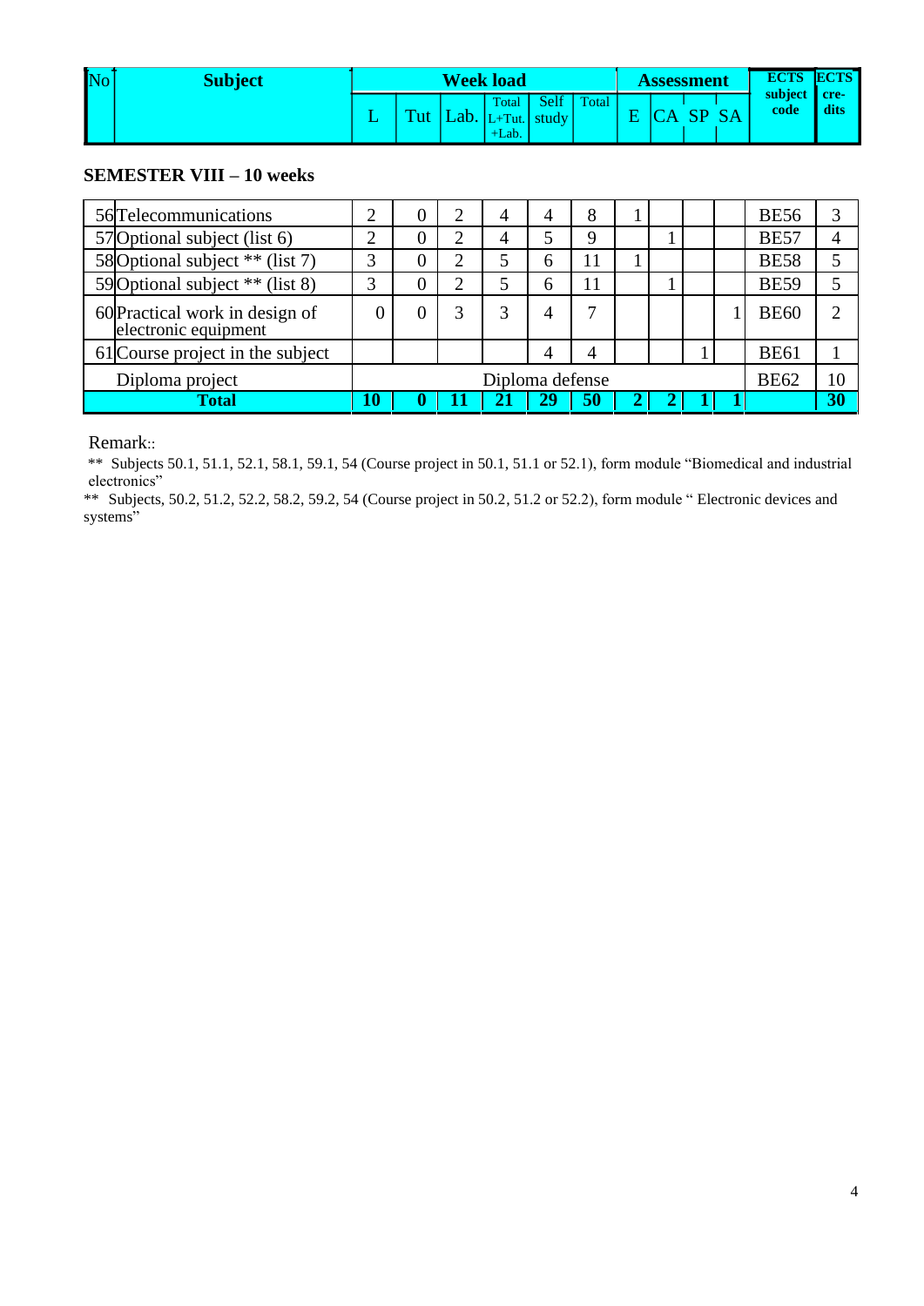| No | Subject | Week load | | | | | | Assessment | | | | ECTS subject code | ECTS cre-dits |
|---|---|---|---|---|---|---|---|---|---|---|---|---|---|
| | | L | Tut | Lab. | Total L+Tut. +Lab. | Self study | Total | E | CA | SP | SA | | |

## SEMESTER VIII – 10 weeks

| No | Subject | L | Tut | Lab. | Total L+Tut.+Lab. | Self study | Total | E | CA | SP | SA | ECTS subject code | ECTS credits |
|---|---|---|---|---|---|---|---|---|---|---|---|---|---|
| 56 | Telecommunications | 2 | 0 | 2 | 4 | 4 | 8 | 1 | | | | BE56 | 3 |
| 57 | Optional subject (list 6) | 2 | 0 | 2 | 4 | 5 | 9 | | 1 | | | BE57 | 4 |
| 58 | Optional subject ** (list 7) | 3 | 0 | 2 | 5 | 6 | 11 | 1 | | | | BE58 | 5 |
| 59 | Optional subject ** (list 8) | 3 | 0 | 2 | 5 | 6 | 11 | | 1 | | | BE59 | 5 |
| 60 | Practical work in design of electronic equipment | 0 | 0 | 3 | 3 | 4 | 7 | | | | 1 | BE60 | 2 |
| 61 | Course project in the subject | | | | | 4 | 4 | | | 1 | | BE61 | 1 |
| | Diploma project | Diploma defense | | | | | | | | | | BE62 | 10 |
| | **Total** | **10** | **0** | **11** | **21** | **29** | **50** | **2** | **2** | **1** | **1** | | **30** |

Remark::

** Subjects 50.1, 51.1, 52.1, 58.1, 59.1, 54 (Course project in 50.1, 51.1 or 52.1), form module "Biomedical and industrial electronics"

** Subjects, 50.2, 51.2, 52.2, 58.2, 59.2, 54 (Course project in 50.2, 51.2 or 52.2), form module " Electronic devices and systems"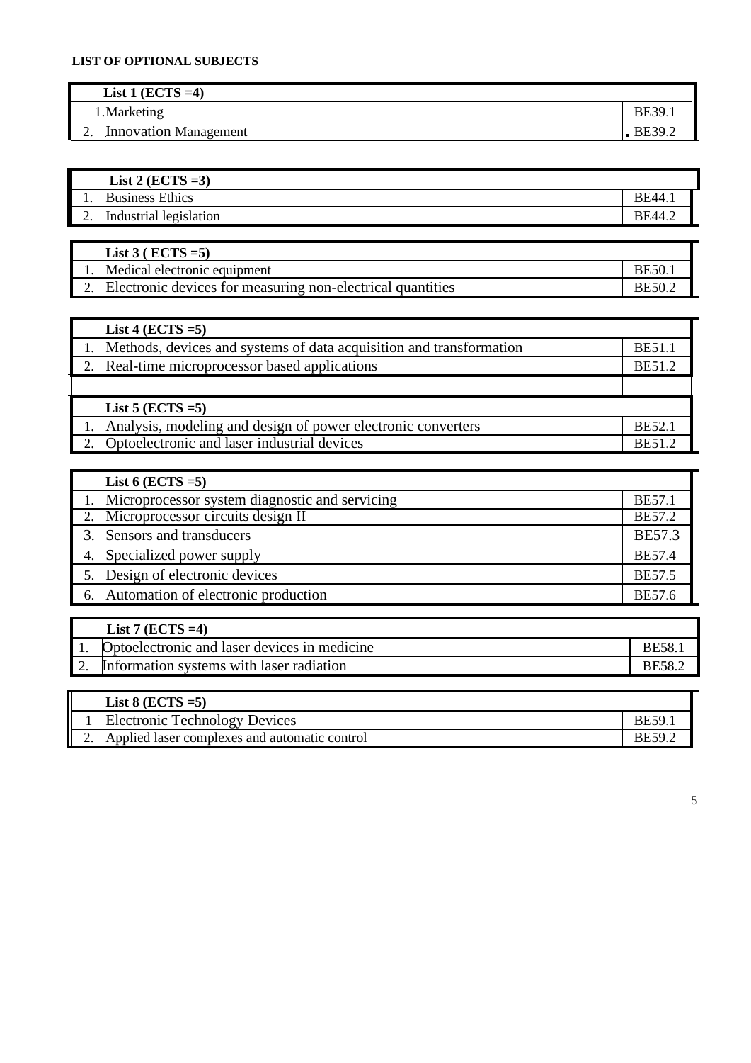**LIST OF OPTIONAL SUBJECTS**

| List 1 (ECTS =4) | |
|---|---|
| 1. Marketing | BE39.1 |
| 2. Innovation Management | BE39.2 |

| List 2 (ECTS =3) | |
|---|---|
| 1. Business Ethics | BE44.1 |
| 2. Industrial legislation | BE44.2 |

| List 3 ( ECTS =5) | |
|---|---|
| 1. Medical electronic equipment | BE50.1 |
| 2. Electronic devices for measuring non-electrical quantities | BE50.2 |

| List 4 (ECTS =5) | |
|---|---|
| 1. Methods, devices and systems of data acquisition and transformation | BE51.1 |
| 2. Real-time microprocessor based applications | BE51.2 |

| List 5 (ECTS =5) | |
|---|---|
| 1. Analysis, modeling and design of power electronic converters | BE52.1 |
| 2. Optoelectronic and laser industrial devices | BE51.2 |

| List 6 (ECTS =5) | |
|---|---|
| 1. Microprocessor system diagnostic and servicing | BE57.1 |
| 2. Microprocessor circuits design II | BE57.2 |
| 3. Sensors and transducers | BE57.3 |
| 4. Specialized power supply | BE57.4 |
| 5. Design of electronic devices | BE57.5 |
| 6. Automation of electronic production | BE57.6 |

| List 7 (ECTS =4) | |
|---|---|
| 1. Optoelectronic and laser devices in medicine | BE58.1 |
| 2. Information systems with laser radiation | BE58.2 |

| List 8 (ECTS =5) | |
|---|---|
| 1 Electronic Technology Devices | BE59.1 |
| 2. Applied laser complexes and automatic control | BE59.2 |